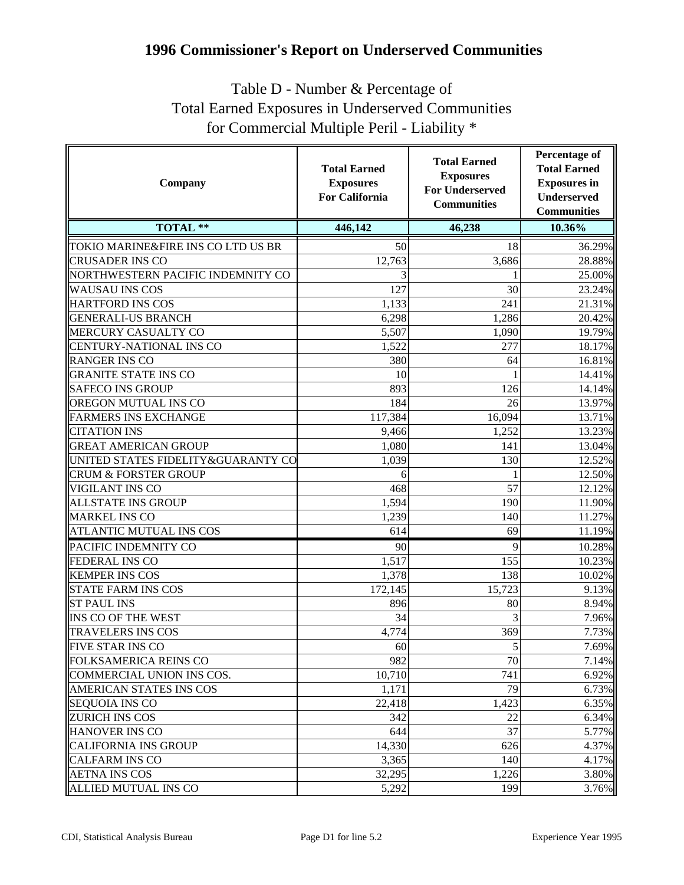# 1996 Commissioner's Report on Underserved Communities

## Table D - Number & Percentage of Total Earned Exposures in Underserved Communities for Commercial Multiple Peril - Liability *

| Company | Total Earned Exposures For California | Total Earned Exposures For Underserved Communities | Percentage of Total Earned Exposures in Underserved Communities |
|---|---|---|---|
| **TOTAL **** | **446,142** | **46,238** | **10.36%** |
| TOKIO MARINE&FIRE INS CO LTD US BR | 50 | 18 | 36.29% |
| CRUSADER INS CO | 12,763 | 3,686 | 28.88% |
| NORTHWESTERN PACIFIC INDEMNITY CO | 3 | 1 | 25.00% |
| WAUSAU INS COS | 127 | 30 | 23.24% |
| HARTFORD INS COS | 1,133 | 241 | 21.31% |
| GENERALI-US BRANCH | 6,298 | 1,286 | 20.42% |
| MERCURY CASUALTY CO | 5,507 | 1,090 | 19.79% |
| CENTURY-NATIONAL INS CO | 1,522 | 277 | 18.17% |
| RANGER INS CO | 380 | 64 | 16.81% |
| GRANITE STATE INS CO | 10 | 1 | 14.41% |
| SAFECO INS GROUP | 893 | 126 | 14.14% |
| OREGON MUTUAL INS CO | 184 | 26 | 13.97% |
| FARMERS INS EXCHANGE | 117,384 | 16,094 | 13.71% |
| CITATION INS | 9,466 | 1,252 | 13.23% |
| GREAT AMERICAN GROUP | 1,080 | 141 | 13.04% |
| UNITED STATES FIDELITY&GUARANTY CO | 1,039 | 130 | 12.52% |
| CRUM & FORSTER GROUP | 6 | 1 | 12.50% |
| VIGILANT INS CO | 468 | 57 | 12.12% |
| ALLSTATE INS GROUP | 1,594 | 190 | 11.90% |
| MARKEL INS CO | 1,239 | 140 | 11.27% |
| ATLANTIC MUTUAL INS COS | 614 | 69 | 11.19% |
| PACIFIC INDEMNITY CO | 90 | 9 | 10.28% |
| FEDERAL INS CO | 1,517 | 155 | 10.23% |
| KEMPER INS COS | 1,378 | 138 | 10.02% |
| STATE FARM INS COS | 172,145 | 15,723 | 9.13% |
| ST PAUL INS | 896 | 80 | 8.94% |
| INS CO OF THE WEST | 34 | 3 | 7.96% |
| TRAVELERS INS COS | 4,774 | 369 | 7.73% |
| FIVE STAR INS CO | 60 | 5 | 7.69% |
| FOLKSAMERICA REINS CO | 982 | 70 | 7.14% |
| COMMERCIAL UNION INS COS. | 10,710 | 741 | 6.92% |
| AMERICAN STATES INS COS | 1,171 | 79 | 6.73% |
| SEQUOIA INS CO | 22,418 | 1,423 | 6.35% |
| ZURICH INS COS | 342 | 22 | 6.34% |
| HANOVER INS CO | 644 | 37 | 5.77% |
| CALIFORNIA INS GROUP | 14,330 | 626 | 4.37% |
| CALFARM INS CO | 3,365 | 140 | 4.17% |
| AETNA INS COS | 32,295 | 1,226 | 3.80% |
| ALLIED MUTUAL INS CO | 5,292 | 199 | 3.76% |

CDI, Statistical Analysis Bureau — Page D1 for line 5.2 — Experience Year 1995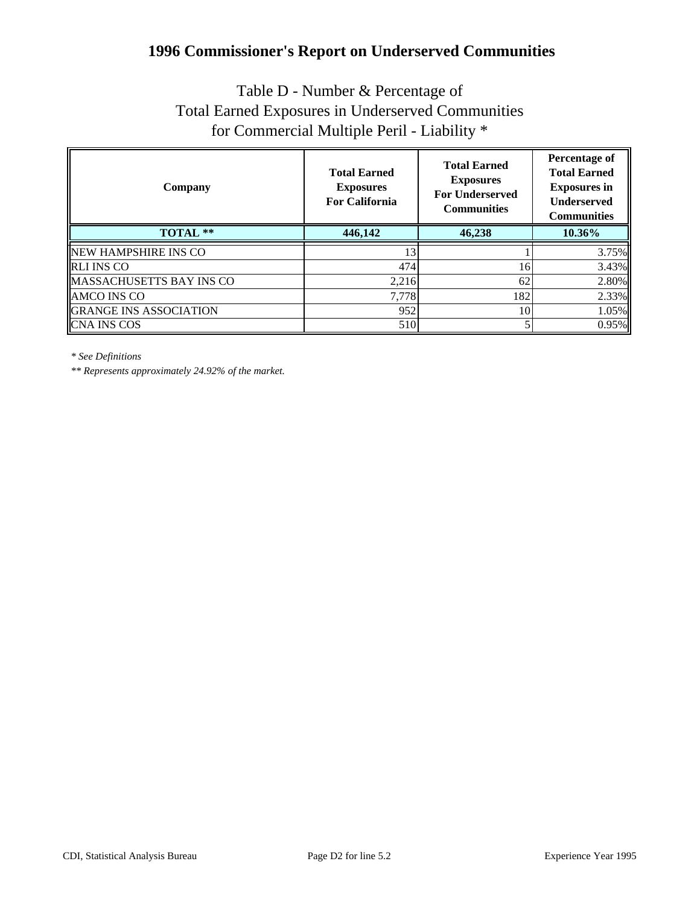# 1996 Commissioner's Report on Underserved Communities

## Table D - Number & Percentage of Total Earned Exposures in Underserved Communities for Commercial Multiple Peril - Liability *

| Company | Total Earned Exposures For California | Total Earned Exposures For Underserved Communities | Percentage of Total Earned Exposures in Underserved Communities |
|---|---|---|---|
| **TOTAL **** | **446,142** | **46,238** | **10.36%** |
| NEW HAMPSHIRE INS CO | 13 | 1 | 3.75% |
| RLI INS CO | 474 | 16 | 3.43% |
| MASSACHUSETTS BAY INS CO | 2,216 | 62 | 2.80% |
| AMCO INS CO | 7,778 | 182 | 2.33% |
| GRANGE INS ASSOCIATION | 952 | 10 | 1.05% |
| CNA INS COS | 510 | 5 | 0.95% |

*\* See Definitions*

*\*\* Represents approximately 24.92% of the market.*

CDI, Statistical Analysis Bureau — Page D2 for line 5.2 — Experience Year 1995